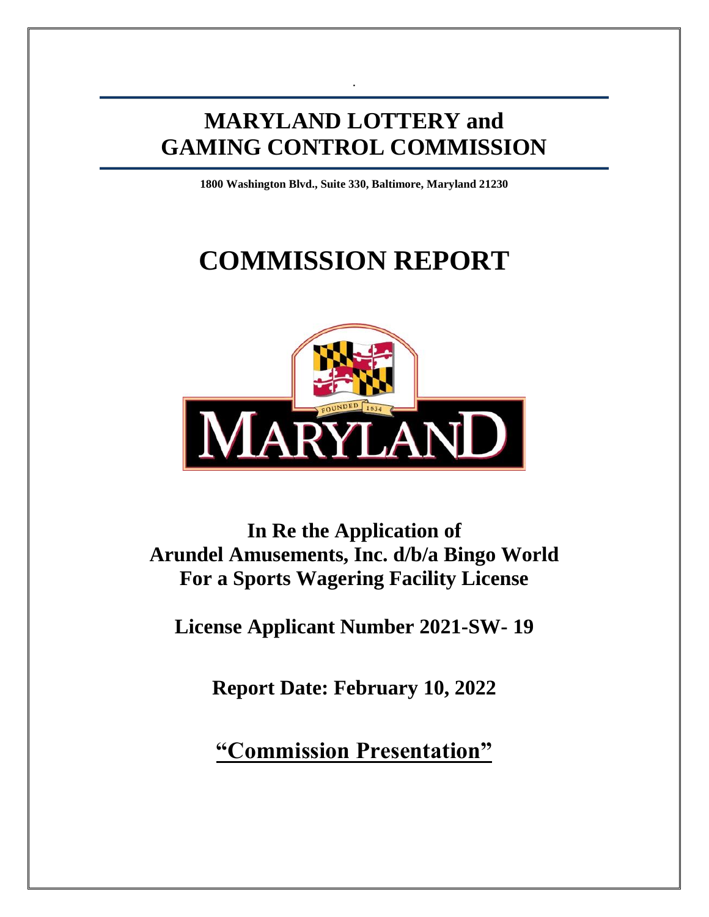# MARYLAND LOTTERY and GAMING CONTROL COMMISSION

**1800 Washington Blvd., Suite 330, Baltimore, Maryland 21230**

# COMMISSION REPORT

## In Re the Application of Arundel Amusements, Inc. d/b/a Bingo World For a Sports Wagering Facility License

**License Applicant Number 2021-SW- 19**

**Report Date: February 10, 2022**

**"Commission Presentation"**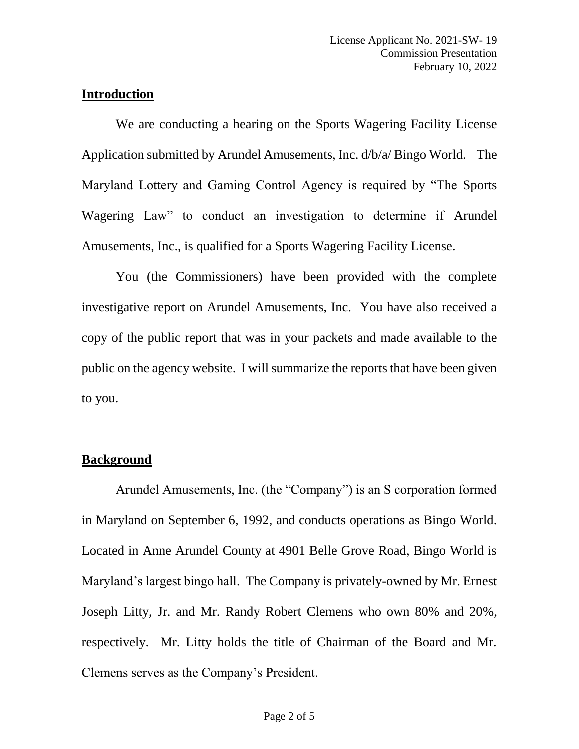## Introduction

We are conducting a hearing on the Sports Wagering Facility License Application submitted by Arundel Amusements, Inc. d/b/a/ Bingo World. The Maryland Lottery and Gaming Control Agency is required by "The Sports Wagering Law" to conduct an investigation to determine if Arundel Amusements, Inc., is qualified for a Sports Wagering Facility License.

You (the Commissioners) have been provided with the complete investigative report on Arundel Amusements, Inc. You have also received a copy of the public report that was in your packets and made available to the public on the agency website. I will summarize the reports that have been given to you.

## Background

Arundel Amusements, Inc. (the "Company") is an S corporation formed in Maryland on September 6, 1992, and conducts operations as Bingo World. Located in Anne Arundel County at 4901 Belle Grove Road, Bingo World is Maryland's largest bingo hall. The Company is privately-owned by Mr. Ernest Joseph Litty, Jr. and Mr. Randy Robert Clemens who own 80% and 20%, respectively. Mr. Litty holds the title of Chairman of the Board and Mr. Clemens serves as the Company's President.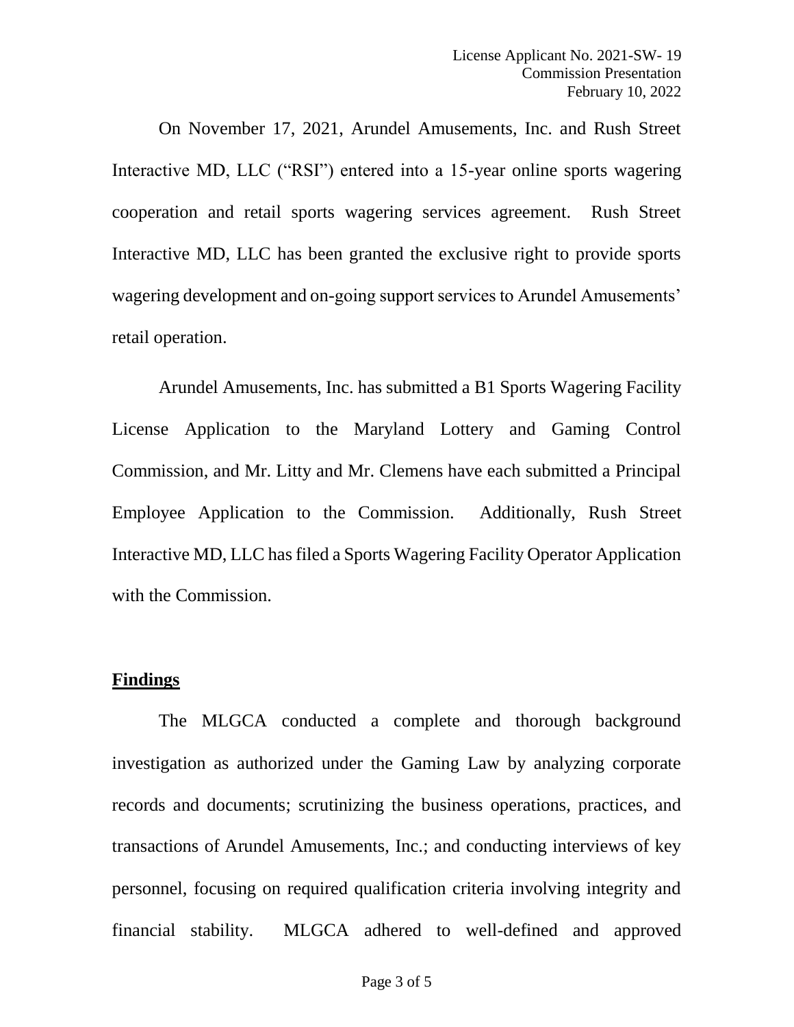On November 17, 2021, Arundel Amusements, Inc. and Rush Street Interactive MD, LLC ("RSI") entered into a 15-year online sports wagering cooperation and retail sports wagering services agreement. Rush Street Interactive MD, LLC has been granted the exclusive right to provide sports wagering development and on-going support services to Arundel Amusements' retail operation.

Arundel Amusements, Inc. has submitted a B1 Sports Wagering Facility License Application to the Maryland Lottery and Gaming Control Commission, and Mr. Litty and Mr. Clemens have each submitted a Principal Employee Application to the Commission. Additionally, Rush Street Interactive MD, LLC has filed a Sports Wagering Facility Operator Application with the Commission.

## Findings

The MLGCA conducted a complete and thorough background investigation as authorized under the Gaming Law by analyzing corporate records and documents; scrutinizing the business operations, practices, and transactions of Arundel Amusements, Inc.; and conducting interviews of key personnel, focusing on required qualification criteria involving integrity and financial stability. MLGCA adhered to well-defined and approved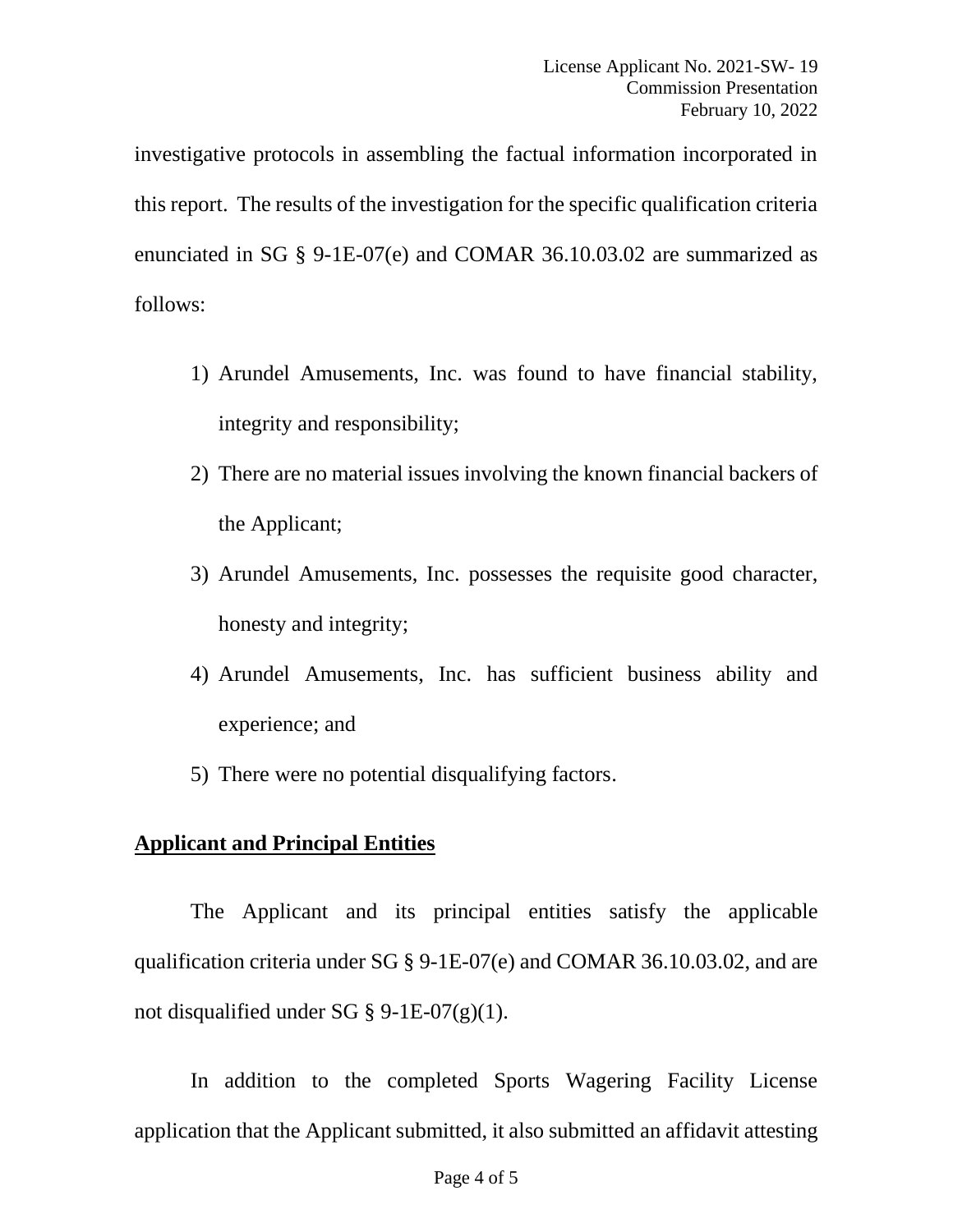investigative protocols in assembling the factual information incorporated in this report. The results of the investigation for the specific qualification criteria enunciated in SG § 9-1E-07(e) and COMAR 36.10.03.02 are summarized as follows:

1) Arundel Amusements, Inc. was found to have financial stability, integrity and responsibility;
2) There are no material issues involving the known financial backers of the Applicant;
3) Arundel Amusements, Inc. possesses the requisite good character, honesty and integrity;
4) Arundel Amusements, Inc. has sufficient business ability and experience; and
5) There were no potential disqualifying factors.

## Applicant and Principal Entities

The Applicant and its principal entities satisfy the applicable qualification criteria under SG § 9-1E-07(e) and COMAR 36.10.03.02, and are not disqualified under SG § 9-1E-07(g)(1).

In addition to the completed Sports Wagering Facility License application that the Applicant submitted, it also submitted an affidavit attesting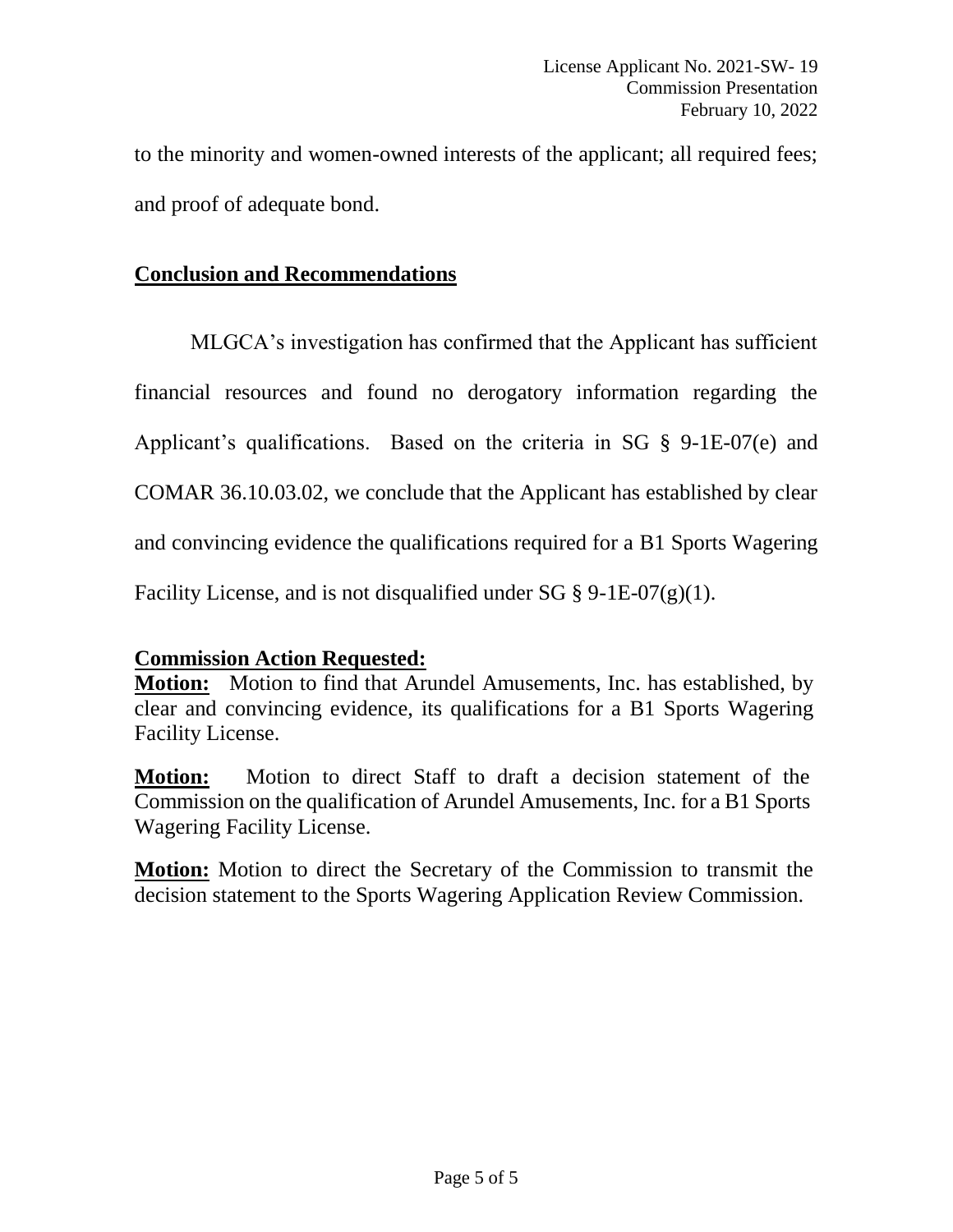to the minority and women-owned interests of the applicant; all required fees; and proof of adequate bond.

## Conclusion and Recommendations

MLGCA's investigation has confirmed that the Applicant has sufficient financial resources and found no derogatory information regarding the Applicant's qualifications. Based on the criteria in SG § 9-1E-07(e) and COMAR 36.10.03.02, we conclude that the Applicant has established by clear and convincing evidence the qualifications required for a B1 Sports Wagering Facility License, and is not disqualified under SG § 9-1E-07(g)(1).

## Commission Action Requested:

**Motion:** Motion to find that Arundel Amusements, Inc. has established, by clear and convincing evidence, its qualifications for a B1 Sports Wagering Facility License.

**Motion:** Motion to direct Staff to draft a decision statement of the Commission on the qualification of Arundel Amusements, Inc. for a B1 Sports Wagering Facility License.

**Motion:** Motion to direct the Secretary of the Commission to transmit the decision statement to the Sports Wagering Application Review Commission.